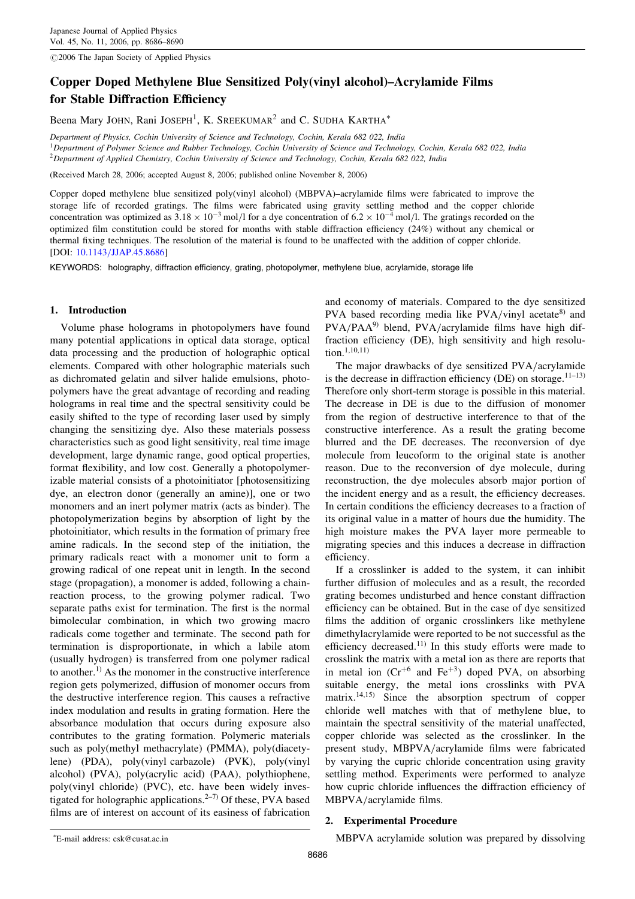# Copper Doped Methylene Blue Sensitized Poly(vinyl alcohol)–Acrylamide Films for Stable Diffraction Efficiency

Beena Mary JOHN, Rani JOSEPH[1], K. SREEKUMAR[2] and C. SUDHA KARTHA*

*Department of Physics, Cochin University of Science and Technology, Cochin, Kerala 682 022, India*
[1]*Department of Polymer Science and Rubber Technology, Cochin University of Science and Technology, Cochin, Kerala 682 022, India*
[2]*Department of Applied Chemistry, Cochin University of Science and Technology, Cochin, Kerala 682 022, India*

(Received March 28, 2006; accepted August 8, 2006; published online November 8, 2006)

Copper doped methylene blue sensitized poly(vinyl alcohol) (MBPVA)–acrylamide films were fabricated to improve the storage life of recorded gratings. The films were fabricated using gravity settling method and the copper chloride concentration was optimized as $3.18 \times 10^{-3}$ mol/l for a dye concentration of $6.2 \times 10^{-4}$ mol/l. The gratings recorded on the optimized film constitution could be stored for months with stable diffraction efficiency (24%) without any chemical or thermal fixing techniques. The resolution of the material is found to be unaffected with the addition of copper chloride. [DOI: 10.1143/JJAP.45.8686]

KEYWORDS: holography, diffraction efficiency, grating, photopolymer, methylene blue, acrylamide, storage life

## 1. Introduction

Volume phase holograms in photopolymers have found many potential applications in optical data storage, optical data processing and the production of holographic optical elements. Compared with other holographic materials such as dichromated gelatin and silver halide emulsions, photopolymers have the great advantage of recording and reading holograms in real time and the spectral sensitivity could be easily shifted to the type of recording laser used by simply changing the sensitizing dye. Also these materials possess characteristics such as good light sensitivity, real time image development, large dynamic range, good optical properties, format flexibility, and low cost. Generally a photopolymerizable material consists of a photoinitiator [photosensitizing dye, an electron donor (generally an amine)], one or two monomers and an inert polymer matrix (acts as binder). The photopolymerization begins by absorption of light by the photoinitiator, which results in the formation of primary free amine radicals. In the second step of the initiation, the primary radicals react with a monomer unit to form a growing radical of one repeat unit in length. In the second stage (propagation), a monomer is added, following a chain-reaction process, to the growing polymer radical. Two separate paths exist for termination. The first is the normal bimolecular combination, in which two growing macro radicals come together and terminate. The second path for termination is disproportionate, in which a labile atom (usually hydrogen) is transferred from one polymer radical to another.[1)] As the monomer in the constructive interference region gets polymerized, diffusion of monomer occurs from the destructive interference region. This causes a refractive index modulation and results in grating formation. Here the absorbance modulation that occurs during exposure also contributes to the grating formation. Polymeric materials such as poly(methyl methacrylate) (PMMA), poly(diacetylene) (PDA), poly(vinyl carbazole) (PVK), poly(vinyl alcohol) (PVA), poly(acrylic acid) (PAA), polythiophene, poly(vinyl chloride) (PVC), etc. have been widely investigated for holographic applications.[2–7)] Of these, PVA based films are of interest on account of its easiness of fabrication and economy of materials. Compared to the dye sensitized PVA based recording media like PVA/vinyl acetate[8)] and PVA/PAA[9)] blend, PVA/acrylamide films have high diffraction efficiency (DE), high sensitivity and high resolution.[1,10,11)]

The major drawbacks of dye sensitized PVA/acrylamide is the decrease in diffraction efficiency (DE) on storage.[11–13)] Therefore only short-term storage is possible in this material. The decrease in DE is due to the diffusion of monomer from the region of destructive interference to that of the constructive interference. As a result the grating become blurred and the DE decreases. The reconversion of dye molecule from leucoform to the original state is another reason. Due to the reconversion of dye molecule, during reconstruction, the dye molecules absorb major portion of the incident energy and as a result, the efficiency decreases. In certain conditions the efficiency decreases to a fraction of its original value in a matter of hours due the humidity. The high moisture makes the PVA layer more permeable to migrating species and this induces a decrease in diffraction efficiency.

If a crosslinker is added to the system, it can inhibit further diffusion of molecules and as a result, the recorded grating becomes undisturbed and hence constant diffraction efficiency can be obtained. But in the case of dye sensitized films the addition of organic crosslinkers like methylene dimethylacrylamide were reported to be not successful as the efficiency decreased.[11)] In this study efforts were made to crosslink the matrix with a metal ion as there are reports that in metal ion ($Cr^{+6}$ and $Fe^{+3}$) doped PVA, on absorbing suitable energy, the metal ions crosslinks with PVA matrix.[14,15)] Since the absorption spectrum of copper chloride well matches with that of methylene blue, to maintain the spectral sensitivity of the material unaffected, copper chloride was selected as the crosslinker. In the present study, MBPVA/acrylamide films were fabricated by varying the cupric chloride concentration using gravity settling method. Experiments were performed to analyze how cupric chloride influences the diffraction efficiency of MBPVA/acrylamide films.

## 2. Experimental Procedure

MBPVA acrylamide solution was prepared by dissolving

*E-mail address: csk@cusat.ac.in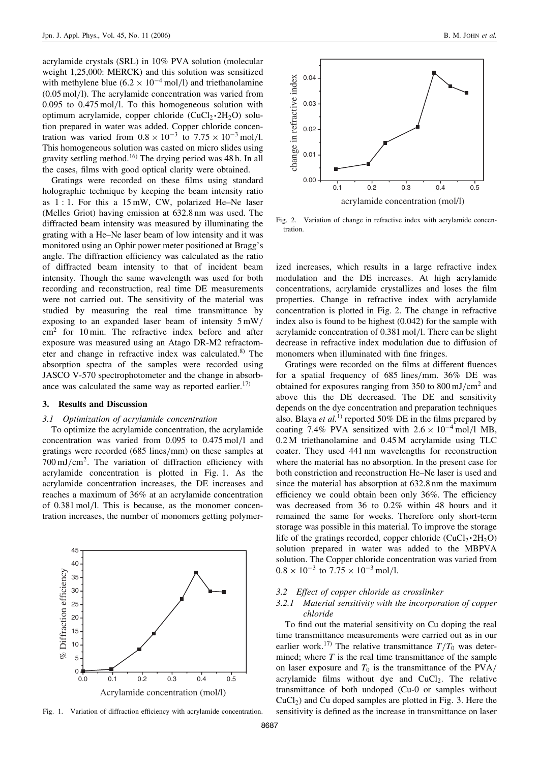acrylamide crystals (SRL) in 10% PVA solution (molecular weight 1,25,000: MERCK) and this solution was sensitized with methylene blue ($6.2 \times 10^{-4}$ mol/l) and triethanolamine (0.05 mol/l). The acrylamide concentration was varied from 0.095 to 0.475 mol/l. To this homogeneous solution with optimum acrylamide, copper chloride ($CuCl_2 \cdot 2H_2O$) solution prepared in water was added. Copper chloride concentration was varied from $0.8 \times 10^{-3}$ to $7.75 \times 10^{-3}$ mol/l. This homogeneous solution was casted on micro slides using gravity settling method.[16] The drying period was 48 h. In all the cases, films with good optical clarity were obtained.

Gratings were recorded on these films using standard holographic technique by keeping the beam intensity ratio as 1 : 1. For this a 15 mW, CW, polarized He–Ne laser (Melles Griot) having emission at 632.8 nm was used. The diffracted beam intensity was measured by illuminating the grating with a He–Ne laser beam of low intensity and it was monitored using an Ophir power meter positioned at Bragg's angle. The diffraction efficiency was calculated as the ratio of diffracted beam intensity to that of incident beam intensity. Though the same wavelength was used for both recording and reconstruction, real time DE measurements were not carried out. The sensitivity of the material was studied by measuring the real time transmittance by exposing to an expanded laser beam of intensity 5 mW/cm$^2$ for 10 min. The refractive index before and after exposure was measured using an Atago DR-M2 refractometer and change in refractive index was calculated.[8] The absorption spectra of the samples were recorded using JASCO V-570 spectrophotometer and the change in absorbance was calculated the same way as reported earlier.[17]

## 3. Results and Discussion

### 3.1 Optimization of acrylamide concentration

To optimize the acrylamide concentration, the acrylamide concentration was varied from 0.095 to 0.475 mol/l and gratings were recorded (685 lines/mm) on these samples at 700 mJ/cm$^2$. The variation of diffraction efficiency with acrylamide concentration is plotted in Fig. 1. As the acrylamide concentration increases, the DE increases and reaches a maximum of 36% at an acrylamide concentration of 0.381 mol/l. This is because, as the monomer concentration increases, the number of monomers getting polymerized increases, which results in a large refractive index modulation and the DE increases. At high acrylamide concentrations, acrylamide crystallizes and loses the film properties. Change in refractive index with acrylamide concentration is plotted in Fig. 2. The change in refractive index also is found to be highest (0.042) for the sample with acrylamide concentration of 0.381 mol/l. There can be slight decrease in refractive index modulation due to diffusion of monomers when illuminated with fine fringes.

Fig. 1. Variation of diffraction efficiency with acrylamide concentration.

Fig. 2. Variation of change in refractive index with acrylamide concentration.

Gratings were recorded on the films at different fluences for a spatial frequency of 685 lines/mm. 36% DE was obtained for exposures ranging from 350 to 800 mJ/cm$^2$ and above this the DE decreased. The DE and sensitivity depends on the dye concentration and preparation techniques also. Blaya *et al.*[1] reported 50% DE in the films prepared by coating 7.4% PVA sensitized with $2.6 \times 10^{-4}$ mol/l MB, 0.2 M triethanolamine and 0.45 M acrylamide using TLC coater. They used 441 nm wavelengths for reconstruction where the material has no absorption. In the present case for both constriction and reconstruction He–Ne laser is used and since the material has absorption at 632.8 nm the maximum efficiency we could obtain been only 36%. The efficiency was decreased from 36 to 0.2% within 48 hours and it remained the same for weeks. Therefore only short-term storage was possible in this material. To improve the storage life of the gratings recorded, copper chloride ($CuCl_2 \cdot 2H_2O$) solution prepared in water was added to the MBPVA solution. The Copper chloride concentration was varied from $0.8 \times 10^{-3}$ to $7.75 \times 10^{-3}$ mol/l.

### 3.2 Effect of copper chloride as crosslinker

#### 3.2.1 Material sensitivity with the incorporation of copper chloride

To find out the material sensitivity on Cu doping the real time transmittance measurements were carried out as in our earlier work.[17] The relative transmittance $T/T_0$ was determined; where $T$ is the real time transmittance of the sample on laser exposure and $T_0$ is the transmittance of the PVA/acrylamide films without dye and $CuCl_2$. The relative transmittance of both undoped (Cu-0 or samples without $CuCl_2$) and Cu doped samples are plotted in Fig. 3. Here the sensitivity is defined as the increase in transmittance on laser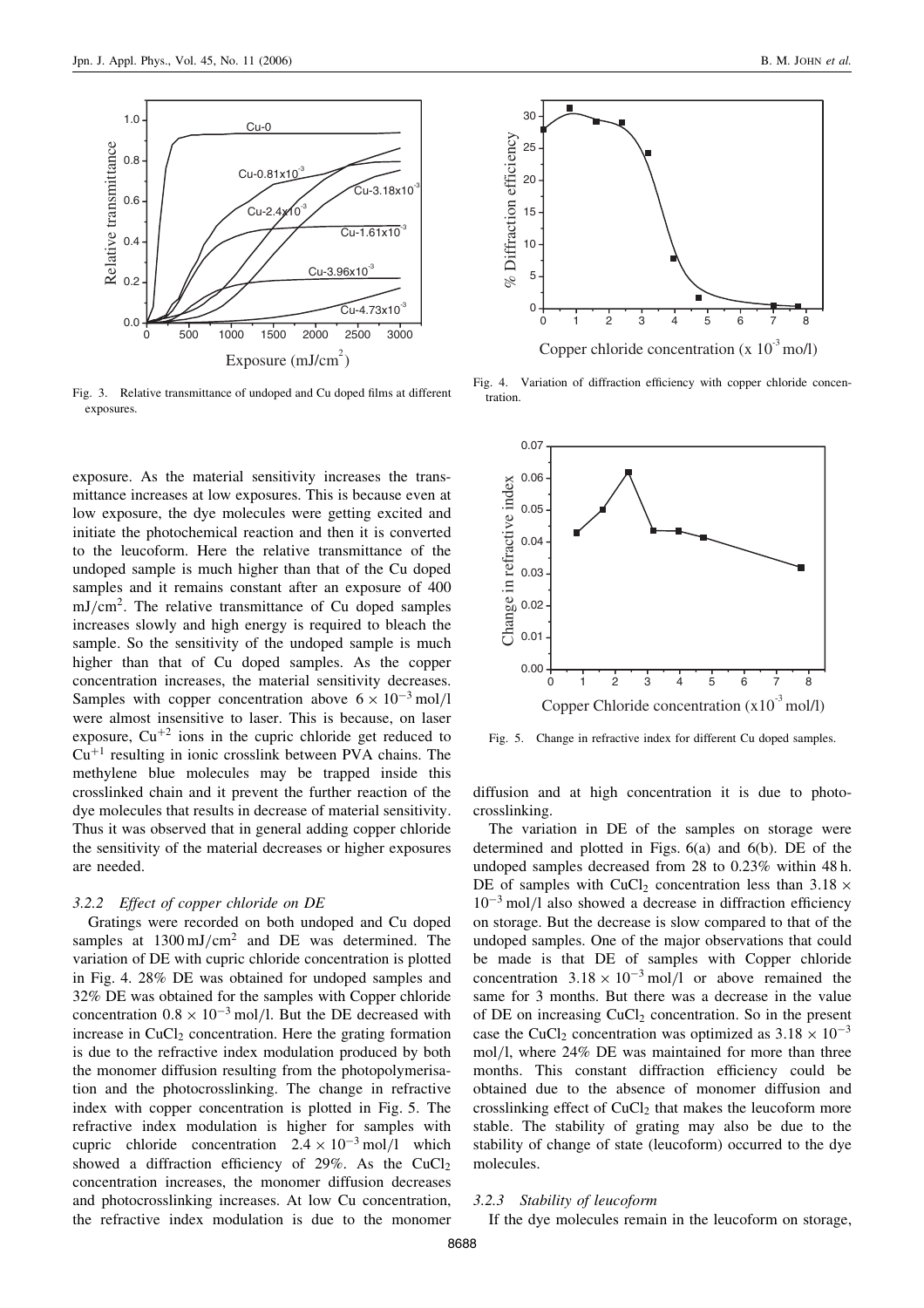Fig. 3. Relative transmittance of undoped and Cu doped films at different exposures.

Fig. 4. Variation of diffraction efficiency with copper chloride concentration.

Fig. 5. Change in refractive index for different Cu doped samples.

exposure. As the material sensitivity increases the transmittance increases at low exposures. This is because even at low exposure, the dye molecules were getting excited and initiate the photochemical reaction and then it is converted to the leucoform. Here the relative transmittance of the undoped sample is much higher than that of the Cu doped samples and it remains constant after an exposure of 400 $mJ/cm^2$. The relative transmittance of Cu doped samples increases slowly and high energy is required to bleach the sample. So the sensitivity of the undoped sample is much higher than that of Cu doped samples. As the copper concentration increases, the material sensitivity decreases. Samples with copper concentration above $6 \times 10^{-3}$ mol/l were almost insensitive to laser. This is because, on laser exposure, $Cu^{+2}$ ions in the cupric chloride get reduced to $Cu^{+1}$ resulting in ionic crosslink between PVA chains. The methylene blue molecules may be trapped inside this crosslinked chain and it prevent the further reaction of the dye molecules that results in decrease of material sensitivity. Thus it was observed that in general adding copper chloride the sensitivity of the material decreases or higher exposures are needed.

### 3.2.2 Effect of copper chloride on DE

Gratings were recorded on both undoped and Cu doped samples at 1300 $mJ/cm^2$ and DE was determined. The variation of DE with cupric chloride concentration is plotted in Fig. 4. 28% DE was obtained for undoped samples and 32% DE was obtained for the samples with Copper chloride concentration $0.8 \times 10^{-3}$ mol/l. But the DE decreased with increase in $CuCl_2$ concentration. Here the grating formation is due to the refractive index modulation produced by both the monomer diffusion resulting from the photopolymerisation and the photocrosslinking. The change in refractive index with copper concentration is plotted in Fig. 5. The refractive index modulation is higher for samples with cupric chloride concentration $2.4 \times 10^{-3}$ mol/l which showed a diffraction efficiency of 29%. As the $CuCl_2$ concentration increases, the monomer diffusion decreases and photocrosslinking increases. At low Cu concentration, the refractive index modulation is due to the monomer diffusion and at high concentration it is due to photocrosslinking.

The variation in DE of the samples on storage were determined and plotted in Figs. 6(a) and 6(b). DE of the undoped samples decreased from 28 to 0.23% within 48 h. DE of samples with $CuCl_2$ concentration less than $3.18 \times 10^{-3}$ mol/l also showed a decrease in diffraction efficiency on storage. But the decrease is slow compared to that of the undoped samples. One of the major observations that could be made is that DE of samples with Copper chloride concentration $3.18 \times 10^{-3}$ mol/l or above remained the same for 3 months. But there was a decrease in the value of DE on increasing $CuCl_2$ concentration. So in the present case the $CuCl_2$ concentration was optimized as $3.18 \times 10^{-3}$ mol/l, where 24% DE was maintained for more than three months. This constant diffraction efficiency could be obtained due to the absence of monomer diffusion and crosslinking effect of $CuCl_2$ that makes the leucoform more stable. The stability of grating may also be due to the stability of change of state (leucoform) occurred to the dye molecules.

### 3.2.3 Stability of leucoform

If the dye molecules remain in the leucoform on storage,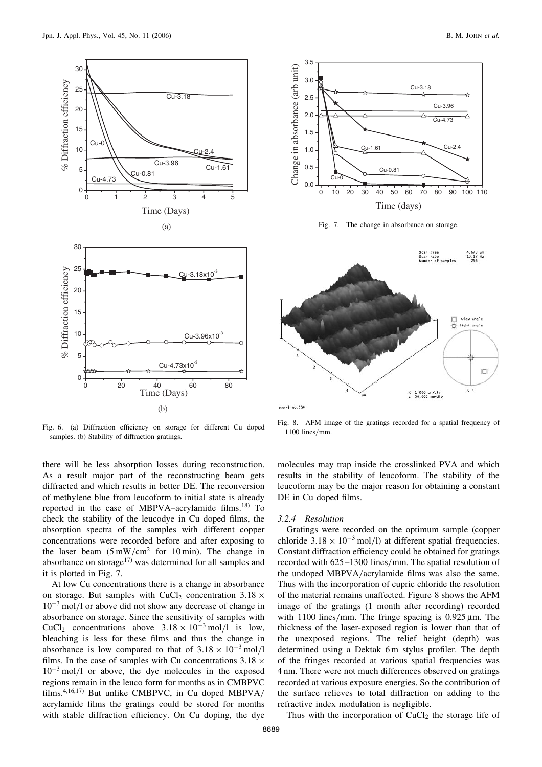Fig. 6. (a) Diffraction efficiency on storage for different Cu doped samples. (b) Stability of diffraction gratings.

Fig. 7. The change in absorbance on storage.

Fig. 8. AFM image of the gratings recorded for a spatial frequency of 1100 lines/mm.

there will be less absorption losses during reconstruction. As a result major part of the reconstructing beam gets diffracted and which results in better DE. The reconversion of methylene blue from leucoform to initial state is already reported in the case of MBPVA–acrylamide films.[18] To check the stability of the leucodye in Cu doped films, the absorption spectra of the samples with different copper concentrations were recorded before and after exposing to the laser beam ($5\,\mathrm{mW/cm^2}$ for 10 min). The change in absorbance on storage[17] was determined for all samples and it is plotted in Fig. 7.

At low Cu concentrations there is a change in absorbance on storage. But samples with $CuCl_2$ concentration $3.18 \times 10^{-3}$ mol/l or above did not show any decrease of change in absorbance on storage. Since the sensitivity of samples with $CuCl_2$ concentrations above $3.18 \times 10^{-3}$ mol/l is low, bleaching is less for these films and thus the change in absorbance is low compared to that of $3.18 \times 10^{-3}$ mol/l films. In the case of samples with Cu concentrations $3.18 \times 10^{-3}$ mol/l or above, the dye molecules in the exposed regions remain in the leuco form for months as in CMBPVC films.[4,16,17] But unlike CMBPVC, in Cu doped MBPVA/acrylamide films the gratings could be stored for months with stable diffraction efficiency. On Cu doping, the dye molecules may trap inside the crosslinked PVA and which results in the stability of leucoform. The stability of the leucoform may be the major reason for obtaining a constant DE in Cu doped films.

### 3.2.4 Resolution

Gratings were recorded on the optimum sample (copper chloride $3.18 \times 10^{-3}$ mol/l) at different spatial frequencies. Constant diffraction efficiency could be obtained for gratings recorded with 625–1300 lines/mm. The spatial resolution of the undoped MBPVA/acrylamide films was also the same. Thus with the incorporation of cupric chloride the resolution of the material remains unaffected. Figure 8 shows the AFM image of the gratings (1 month after recording) recorded with 1100 lines/mm. The fringe spacing is $0.925\,\mu$m. The thickness of the laser-exposed region is lower than that of the unexposed regions. The relief height (depth) was determined using a Dektak 6 m stylus profiler. The depth of the fringes recorded at various spatial frequencies was 4 nm. There were not much differences observed on gratings recorded at various exposure energies. So the contribution of the surface relieves to total diffraction on adding to the refractive index modulation is negligible.

Thus with the incorporation of $CuCl_2$ the storage life of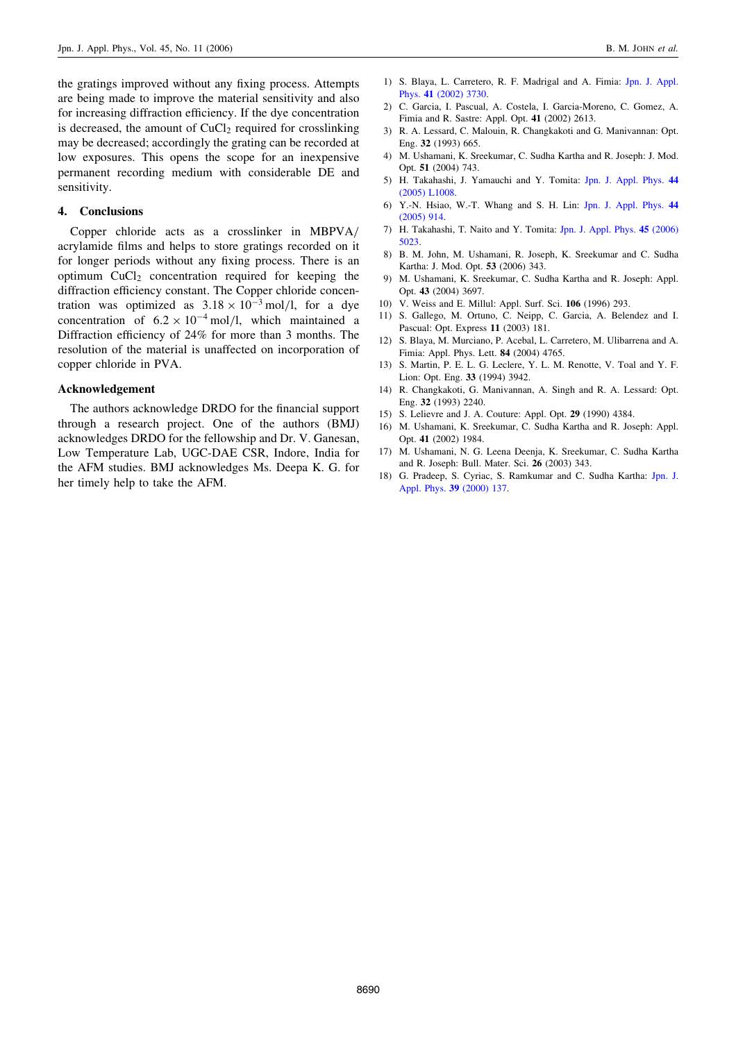the gratings improved without any fixing process. Attempts are being made to improve the material sensitivity and also for increasing diffraction efficiency. If the dye concentration is decreased, the amount of $CuCl_2$ required for crosslinking may be decreased; accordingly the grating can be recorded at low exposures. This opens the scope for an inexpensive permanent recording medium with considerable DE and sensitivity.

## 4. Conclusions

Copper chloride acts as a crosslinker in MBPVA/acrylamide films and helps to store gratings recorded on it for longer periods without any fixing process. There is an optimum $CuCl_2$ concentration required for keeping the diffraction efficiency constant. The Copper chloride concentration was optimized as $3.18 \times 10^{-3}$ mol/l, for a dye concentration of $6.2 \times 10^{-4}$ mol/l, which maintained a Diffraction efficiency of 24% for more than 3 months. The resolution of the material is unaffected on incorporation of copper chloride in PVA.

## Acknowledgement

The authors acknowledge DRDO for the financial support through a research project. One of the authors (BMJ) acknowledges DRDO for the fellowship and Dr. V. Ganesan, Low Temperature Lab, UGC-DAE CSR, Indore, India for the AFM studies. BMJ acknowledges Ms. Deepa K. G. for her timely help to take the AFM.

1) S. Blaya, L. Carretero, R. F. Madrigal and A. Fimia: Jpn. J. Appl. Phys. **41** (2002) 3730.
2) C. Garcia, I. Pascual, A. Costela, I. Garcia-Moreno, C. Gomez, A. Fimia and R. Sastre: Appl. Opt. **41** (2002) 2613.
3) R. A. Lessard, C. Malouin, R. Changkakoti and G. Manivannan: Opt. Eng. **32** (1993) 665.
4) M. Ushamani, K. Sreekumar, C. Sudha Kartha and R. Joseph: J. Mod. Opt. **51** (2004) 743.
5) H. Takahashi, J. Yamauchi and Y. Tomita: Jpn. J. Appl. Phys. **44** (2005) L1008.
6) Y.-N. Hsiao, W.-T. Whang and S. H. Lin: Jpn. J. Appl. Phys. **44** (2005) 914.
7) H. Takahashi, T. Naito and Y. Tomita: Jpn. J. Appl. Phys. **45** (2006) 5023.
8) B. M. John, M. Ushamani, R. Joseph, K. Sreekumar and C. Sudha Kartha: J. Mod. Opt. **53** (2006) 343.
9) M. Ushamani, K. Sreekumar, C. Sudha Kartha and R. Joseph: Appl. Opt. **43** (2004) 3697.
10) V. Weiss and E. Millul: Appl. Surf. Sci. **106** (1996) 293.
11) S. Gallego, M. Ortuno, C. Neipp, C. Garcia, A. Belendez and I. Pascual: Opt. Express **11** (2003) 181.
12) S. Blaya, M. Murciano, P. Acebal, L. Carretero, M. Ulibarrena and A. Fimia: Appl. Phys. Lett. **84** (2004) 4765.
13) S. Martin, P. E. L. G. Leclere, Y. L. M. Renotte, V. Toal and Y. F. Lion: Opt. Eng. **33** (1994) 3942.
14) R. Changkakoti, G. Manivannan, A. Singh and R. A. Lessard: Opt. Eng. **32** (1993) 2240.
15) S. Lelievre and J. A. Couture: Appl. Opt. **29** (1990) 4384.
16) M. Ushamani, K. Sreekumar, C. Sudha Kartha and R. Joseph: Appl. Opt. **41** (2002) 1984.
17) M. Ushamani, N. G. Leena Deenja, K. Sreekumar, C. Sudha Kartha and R. Joseph: Bull. Mater. Sci. **26** (2003) 343.
18) G. Pradeep, S. Cyriac, S. Ramkumar and C. Sudha Kartha: Jpn. J. Appl. Phys. **39** (2000) 137.